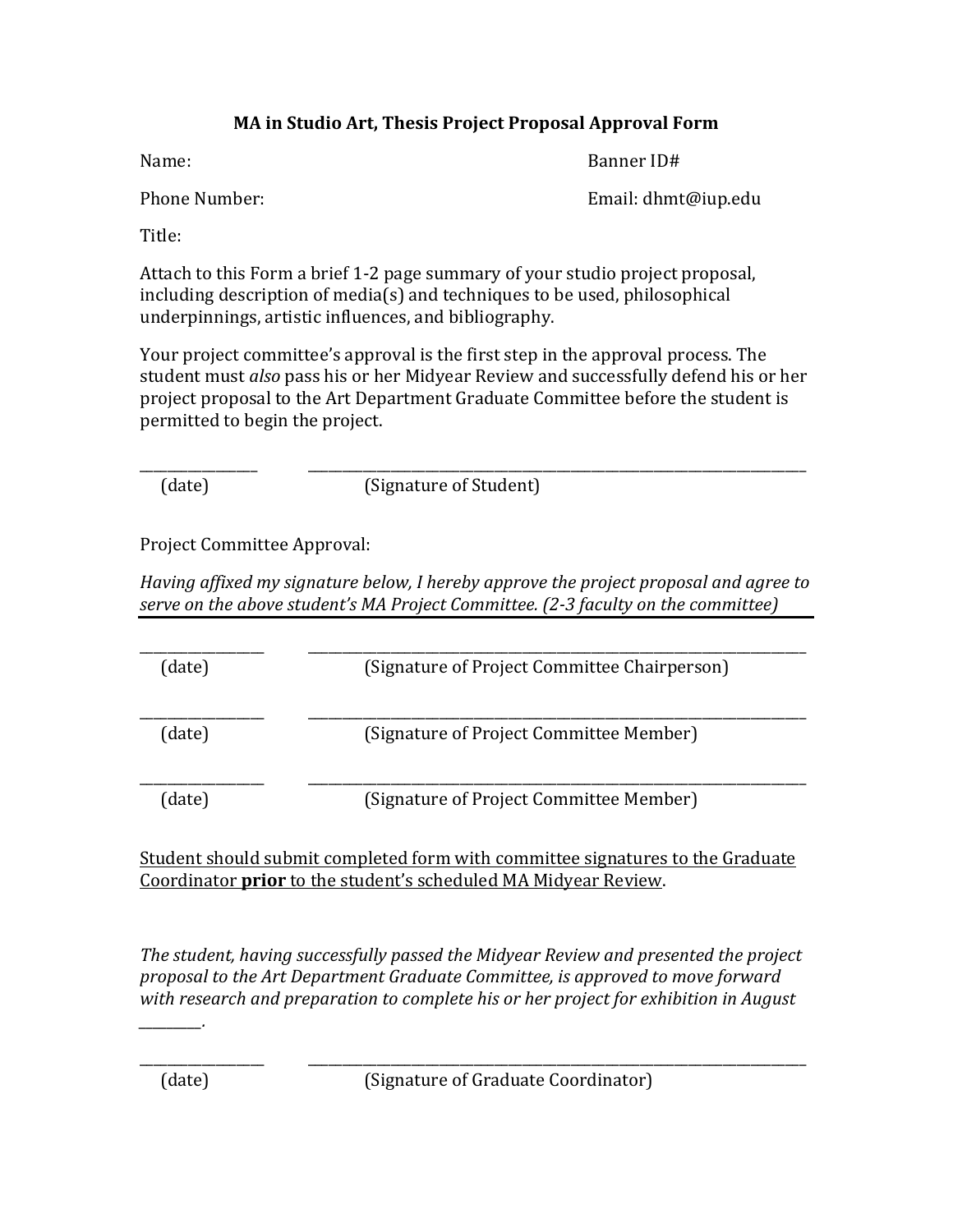# MA in Studio Art, Thesis Project Proposal Approval Form

Name: Banner ID#

Phone Number: Email: dhmt@iup.edu

Title:

Attach to this Form a brief 1-2 page summary of your studio project proposal, including description of media(s) and techniques to be used, philosophical underpinnings, artistic influences, and bibliography.

Your project committee's approval is the first step in the approval process. The student must *also* pass his or her Midyear Review and successfully defend his or her project proposal to the Art Department Graduate Committee before the student is permitted to begin the project.

_______________ ____________________________________________________
(date) (Signature of Student)

Project Committee Approval:

*Having affixed my signature below, I hereby approve the project proposal and agree to serve on the above student's MA Project Committee. (2-3 faculty on the committee)*

_______________ ____________________________________________________
(date) (Signature of Project Committee Chairperson)

_______________ ____________________________________________________
(date) (Signature of Project Committee Member)

_______________ ____________________________________________________
(date) (Signature of Project Committee Member)

<u>Student should submit completed form with committee signatures to the Graduate Coordinator **prior** to the student's scheduled MA Midyear Review</u>.

*The student, having successfully passed the Midyear Review and presented the project proposal to the Art Department Graduate Committee, is approved to move forward with research and preparation to complete his or her project for exhibition in August ________.*

_______________ ____________________________________________________
(date) (Signature of Graduate Coordinator)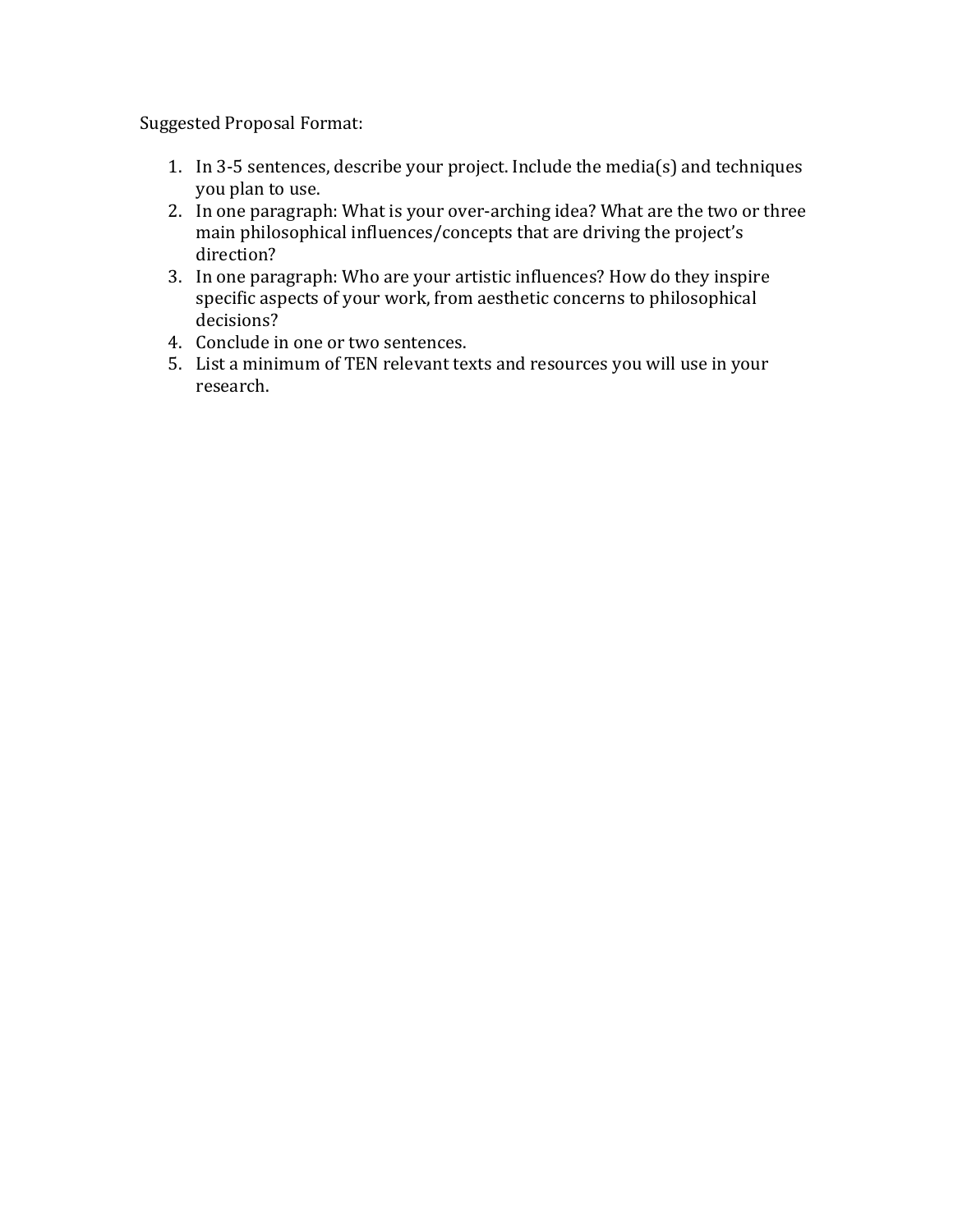Suggested Proposal Format:

1. In 3-5 sentences, describe your project. Include the media(s) and techniques you plan to use.
2. In one paragraph: What is your over-arching idea? What are the two or three main philosophical influences/concepts that are driving the project's direction?
3. In one paragraph: Who are your artistic influences? How do they inspire specific aspects of your work, from aesthetic concerns to philosophical decisions?
4. Conclude in one or two sentences.
5. List a minimum of TEN relevant texts and resources you will use in your research.